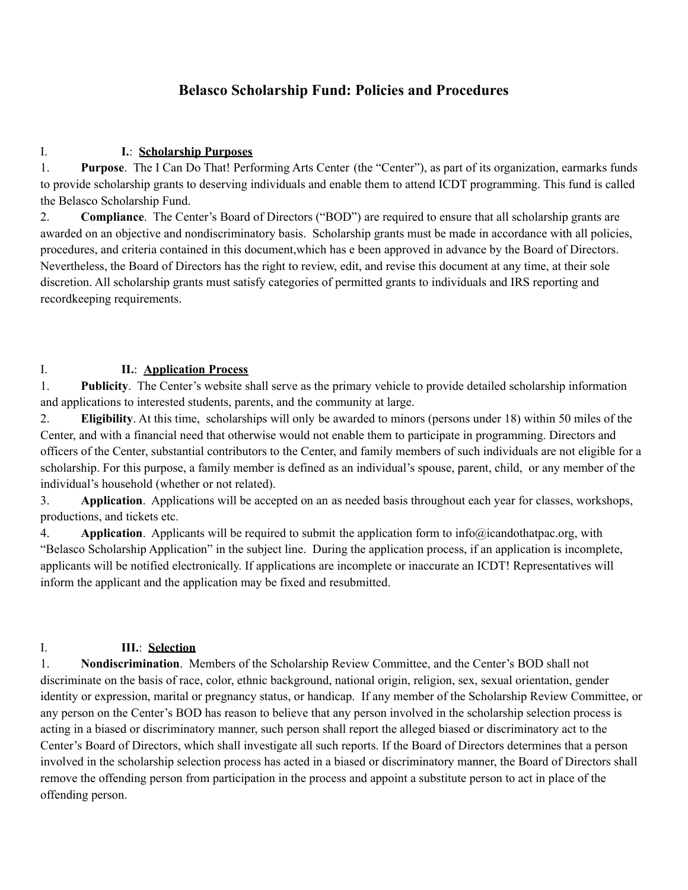# Belasco Scholarship Fund: Policies and Procedures

## I. I.: Scholarship Purposes

1. **Purpose**. The I Can Do That! Performing Arts Center (the "Center"), as part of its organization, earmarks funds to provide scholarship grants to deserving individuals and enable them to attend ICDT programming. This fund is called the Belasco Scholarship Fund.
2. **Compliance**. The Center's Board of Directors ("BOD") are required to ensure that all scholarship grants are awarded on an objective and nondiscriminatory basis. Scholarship grants must be made in accordance with all policies, procedures, and criteria contained in this document,which has e been approved in advance by the Board of Directors. Nevertheless, the Board of Directors has the right to review, edit, and revise this document at any time, at their sole discretion. All scholarship grants must satisfy categories of permitted grants to individuals and IRS reporting and recordkeeping requirements.

## I. II.: Application Process

1. **Publicity**. The Center's website shall serve as the primary vehicle to provide detailed scholarship information and applications to interested students, parents, and the community at large.
2. **Eligibility**. At this time, scholarships will only be awarded to minors (persons under 18) within 50 miles of the Center, and with a financial need that otherwise would not enable them to participate in programming. Directors and officers of the Center, substantial contributors to the Center, and family members of such individuals are not eligible for a scholarship. For this purpose, a family member is defined as an individual's spouse, parent, child, or any member of the individual's household (whether or not related).
3. **Application**. Applications will be accepted on an as needed basis throughout each year for classes, workshops, productions, and tickets etc.
4. **Application**. Applicants will be required to submit the application form to info@icandothatpac.org, with "Belasco Scholarship Application" in the subject line. During the application process, if an application is incomplete, applicants will be notified electronically. If applications are incomplete or inaccurate an ICDT! Representatives will inform the applicant and the application may be fixed and resubmitted.

## I. III.: Selection

1. **Nondiscrimination**. Members of the Scholarship Review Committee, and the Center's BOD shall not discriminate on the basis of race, color, ethnic background, national origin, religion, sex, sexual orientation, gender identity or expression, marital or pregnancy status, or handicap. If any member of the Scholarship Review Committee, or any person on the Center's BOD has reason to believe that any person involved in the scholarship selection process is acting in a biased or discriminatory manner, such person shall report the alleged biased or discriminatory act to the Center's Board of Directors, which shall investigate all such reports. If the Board of Directors determines that a person involved in the scholarship selection process has acted in a biased or discriminatory manner, the Board of Directors shall remove the offending person from participation in the process and appoint a substitute person to act in place of the offending person.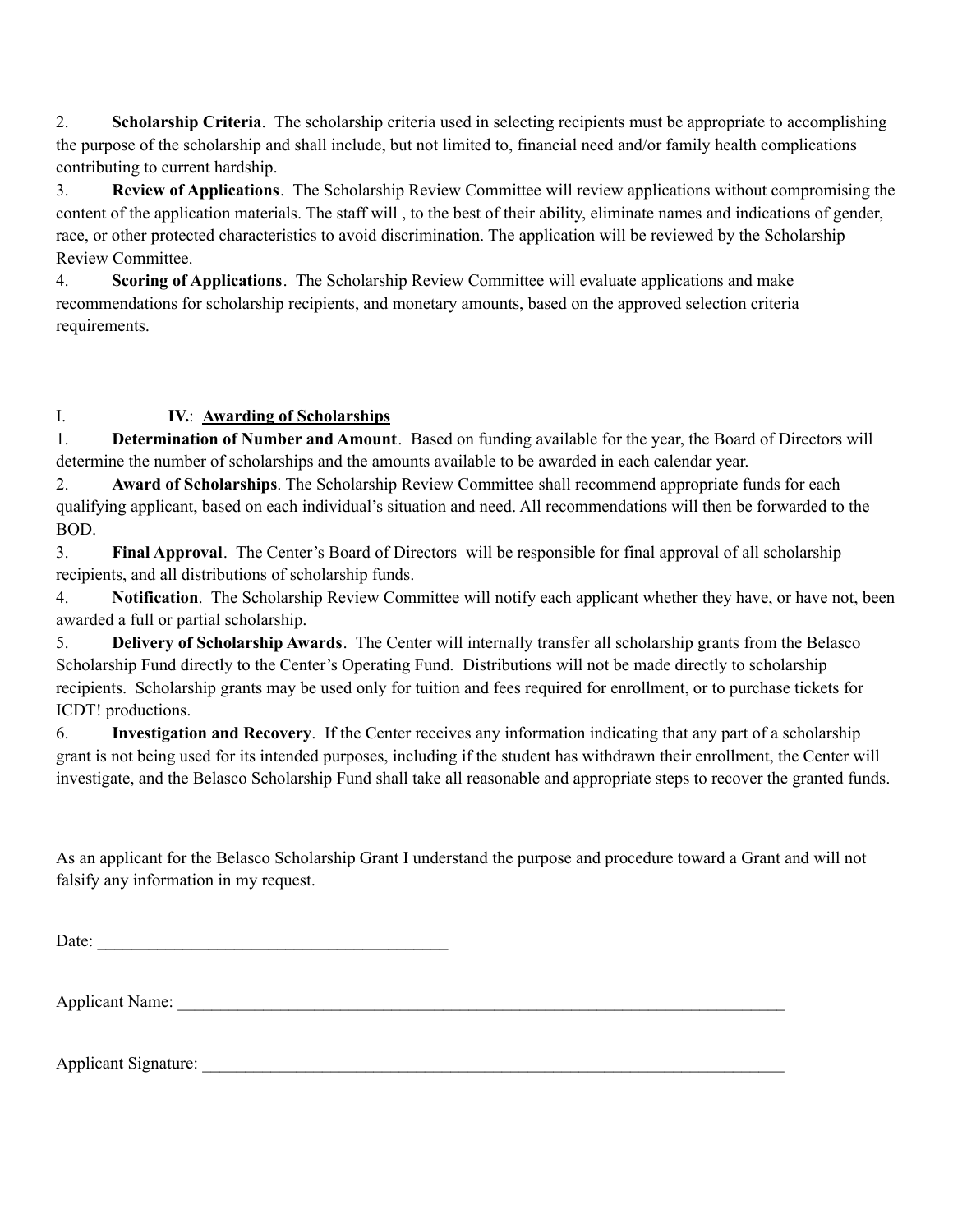2. **Scholarship Criteria**. The scholarship criteria used in selecting recipients must be appropriate to accomplishing the purpose of the scholarship and shall include, but not limited to, financial need and/or family health complications contributing to current hardship.

3. **Review of Applications**. The Scholarship Review Committee will review applications without compromising the content of the application materials. The staff will , to the best of their ability, eliminate names and indications of gender, race, or other protected characteristics to avoid discrimination. The application will be reviewed by the Scholarship Review Committee.

4. **Scoring of Applications**. The Scholarship Review Committee will evaluate applications and make recommendations for scholarship recipients, and monetary amounts, based on the approved selection criteria requirements.

## I. **IV.**: **Awarding of Scholarships**

1. **Determination of Number and Amount**. Based on funding available for the year, the Board of Directors will determine the number of scholarships and the amounts available to be awarded in each calendar year.

2. **Award of Scholarships**. The Scholarship Review Committee shall recommend appropriate funds for each qualifying applicant, based on each individual's situation and need. All recommendations will then be forwarded to the BOD.

3. **Final Approval**. The Center's Board of Directors will be responsible for final approval of all scholarship recipients, and all distributions of scholarship funds.

4. **Notification**. The Scholarship Review Committee will notify each applicant whether they have, or have not, been awarded a full or partial scholarship.

5. **Delivery of Scholarship Awards**. The Center will internally transfer all scholarship grants from the Belasco Scholarship Fund directly to the Center's Operating Fund. Distributions will not be made directly to scholarship recipients. Scholarship grants may be used only for tuition and fees required for enrollment, or to purchase tickets for ICDT! productions.

6. **Investigation and Recovery**. If the Center receives any information indicating that any part of a scholarship grant is not being used for its intended purposes, including if the student has withdrawn their enrollment, the Center will investigate, and the Belasco Scholarship Fund shall take all reasonable and appropriate steps to recover the granted funds.

As an applicant for the Belasco Scholarship Grant I understand the purpose and procedure toward a Grant and will not falsify any information in my request.

Date: ________________________________________

Applicant Name: ________________________________________________________________________

Applicant Signature: _____________________________________________________________________